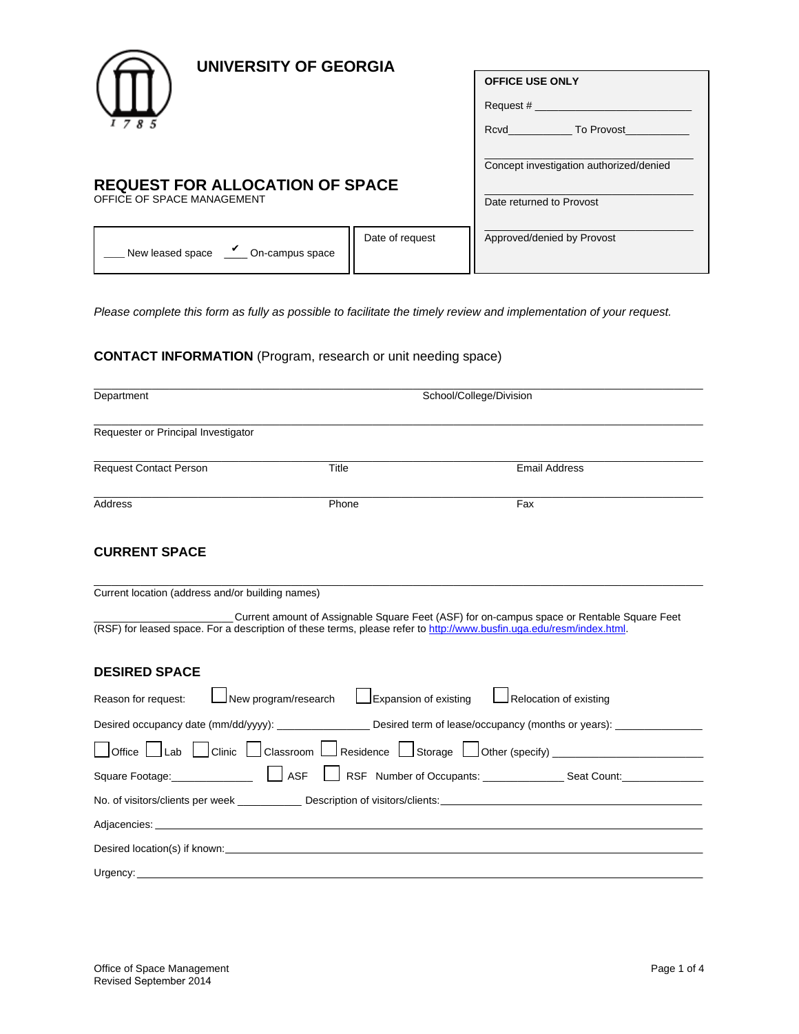# UNIVERSITY OF GEORGIA

| OFFICE USE ONLY |
|---|
| Request # ___________________________ |
| Rcvd___________ To Provost___________ |
| ________________________________ Concept investigation authorized/denied |
| ________________________________ Date returned to Provost |
| ________________________________ Approved/denied by Provost |

## REQUEST FOR ALLOCATION OF SPACE

OFFICE OF SPACE MANAGEMENT

| ____ New leased space ✔ ____ On-campus space | Date of request |
|---|---|

*Please complete this form as fully as possible to facilitate the timely review and implementation of your request.*

### CONTACT INFORMATION (Program, research or unit needing space)

Department ______________________ School/College/Division ______________________

Requester or Principal Investigator ______________________

Request Contact Person ______________________ Title ______________________ Email Address ______________________

Address ______________________ Phone ______________________ Fax ______________________

### CURRENT SPACE

Current location (address and/or building names) ______________________

______________________ Current amount of Assignable Square Feet (ASF) for on-campus space or Rentable Square Feet (RSF) for leased space. For a description of these terms, please refer to http://www.busfin.uga.edu/resm/index.html.

### DESIRED SPACE

Reason for request: ☐ New program/research ☐ Expansion of existing ☐ Relocation of existing

Desired occupancy date (mm/dd/yyyy): _______________ Desired term of lease/occupancy (months or years): _______________

☐ Office ☐ Lab ☐ Clinic ☐ Classroom ☐ Residence ☐ Storage ☐ Other (specify) ______________________

Square Footage: ______________ ☐ ASF ☐ RSF Number of Occupants: ______________ Seat Count: ______________

No. of visitors/clients per week ___________ Description of visitors/clients: ______________________

Adjacencies: ______________________

Desired location(s) if known: ______________________

Urgency: ______________________

Office of Space Management
Revised September 2014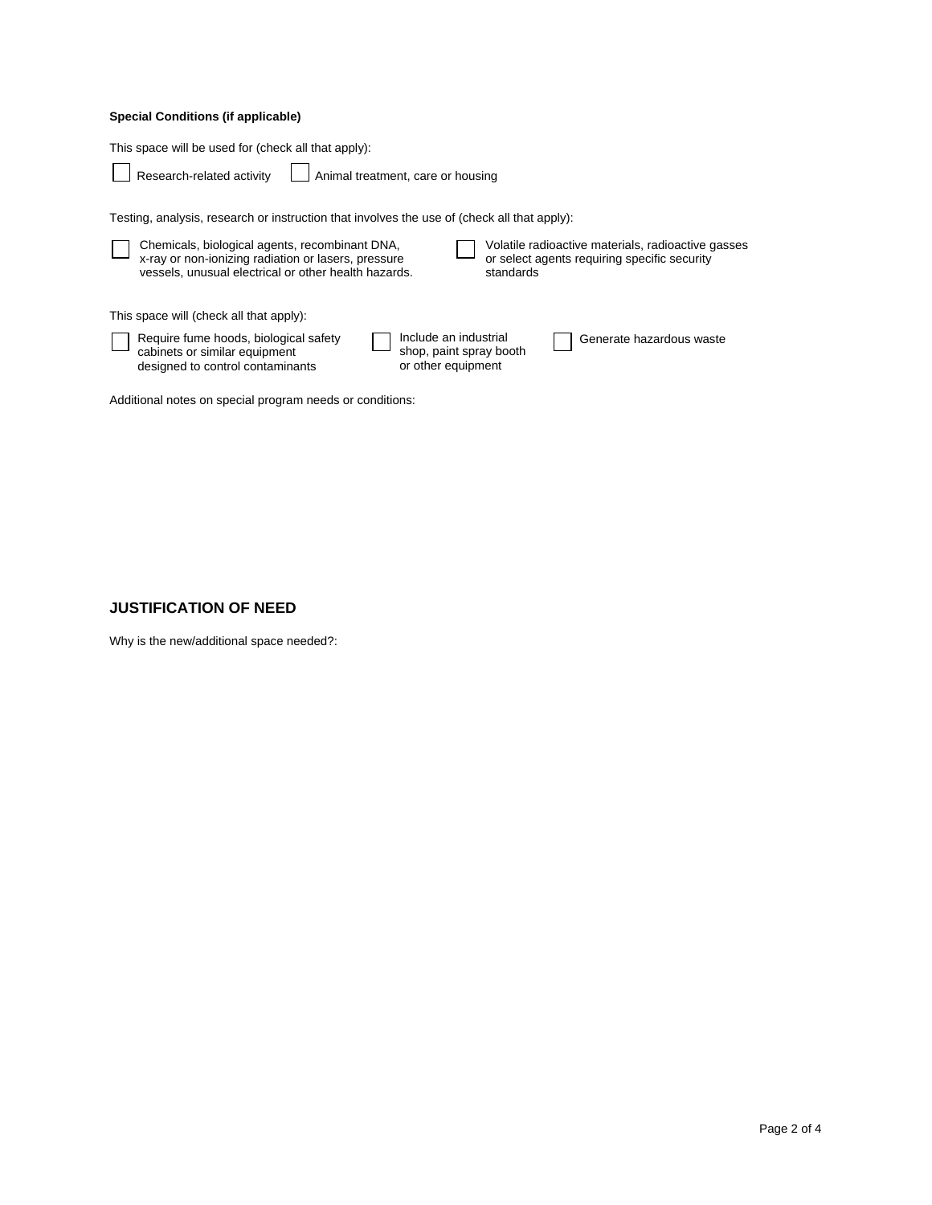**Special Conditions (if applicable)**

This space will be used for (check all that apply):

- ☐ Research-related activity
- ☐ Animal treatment, care or housing

Testing, analysis, research or instruction that involves the use of (check all that apply):

- ☐ Chemicals, biological agents, recombinant DNA, x-ray or non-ionizing radiation or lasers, pressure vessels, unusual electrical or other health hazards.
- ☐ Volatile radioactive materials, radioactive gasses or select agents requiring specific security standards

This space will (check all that apply):

- ☐ Require fume hoods, biological safety cabinets or similar equipment designed to control contaminants
- ☐ Include an industrial shop, paint spray booth or other equipment
- ☐ Generate hazardous waste

Additional notes on special program needs or conditions:

## JUSTIFICATION OF NEED

Why is the new/additional space needed?: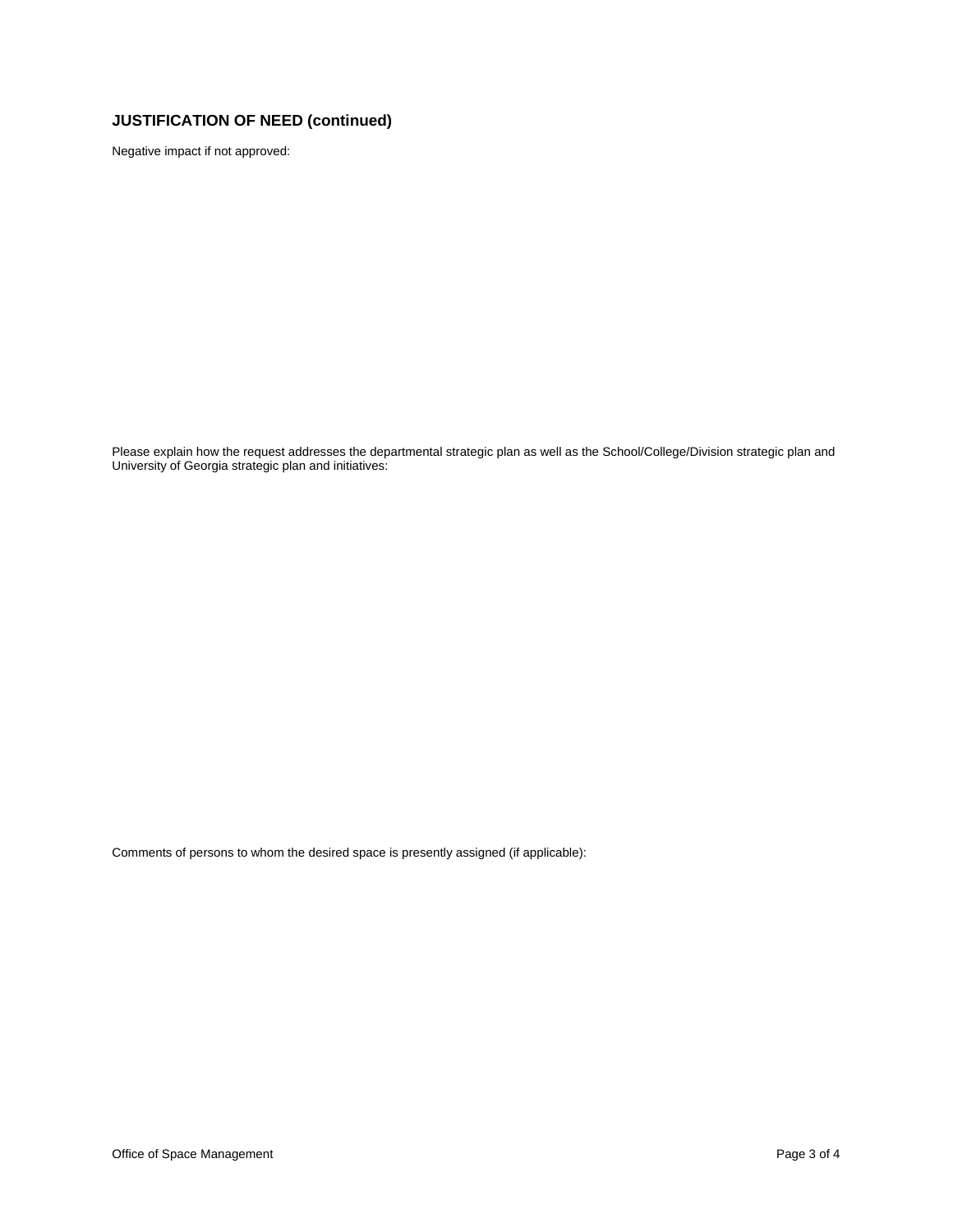## JUSTIFICATION OF NEED (continued)

Negative impact if not approved:

Please explain how the request addresses the departmental strategic plan as well as the School/College/Division strategic plan and University of Georgia strategic plan and initiatives:

Comments of persons to whom the desired space is presently assigned (if applicable):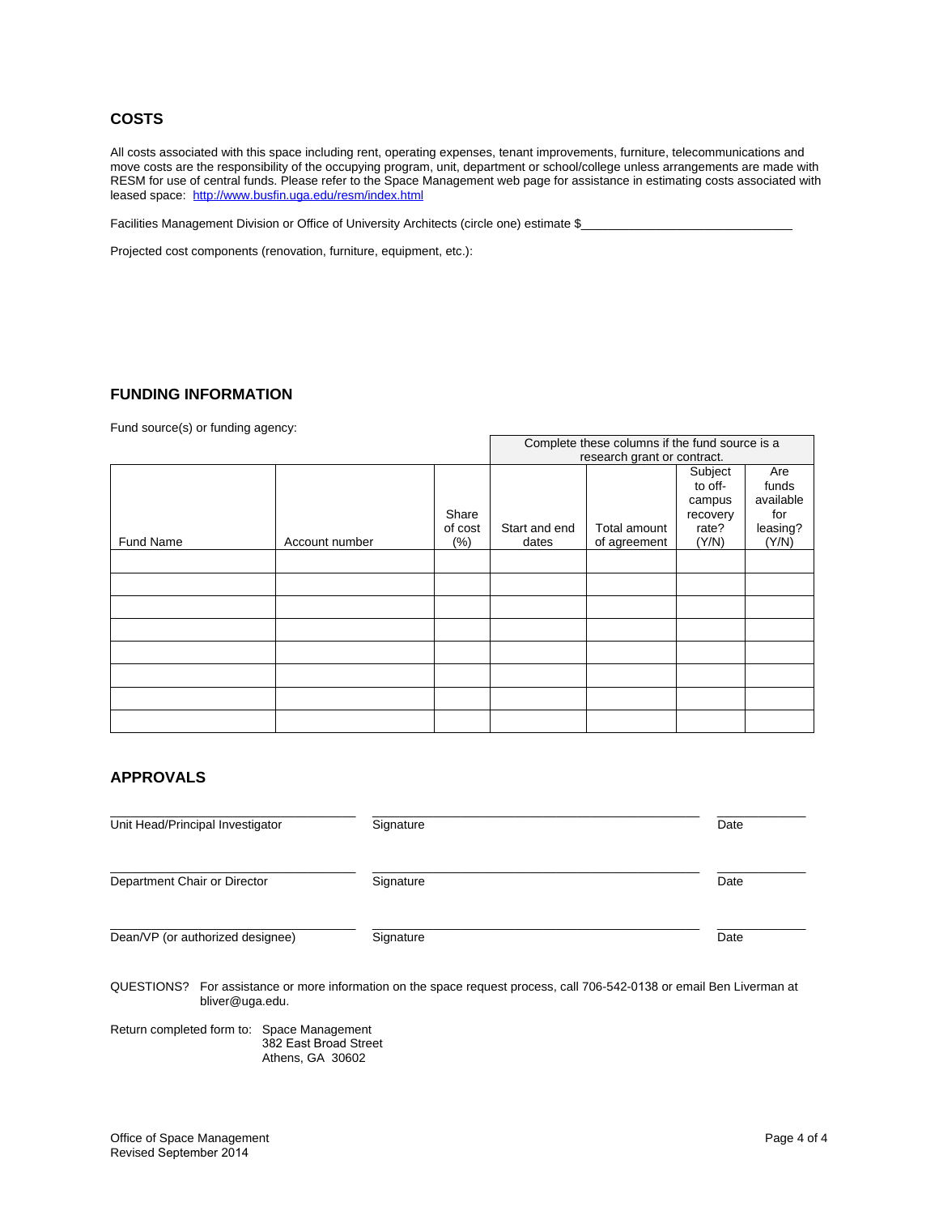## COSTS

All costs associated with this space including rent, operating expenses, tenant improvements, furniture, telecommunications and move costs are the responsibility of the occupying program, unit, department or school/college unless arrangements are made with RESM for use of central funds. Please refer to the Space Management web page for assistance in estimating costs associated with leased space: http://www.busfin.uga.edu/resm/index.html

Facilities Management Division or Office of University Architects (circle one) estimate $_______________________________

Projected cost components (renovation, furniture, equipment, etc.):

## FUNDING INFORMATION

Fund source(s) or funding agency:

| | | | Complete these columns if the fund source is a research grant or contract. | | | |
|---|---|---|---|---|---|---|
| Fund Name | Account number | Share of cost (%) | Start and end dates | Total amount of agreement | Subject to off-campus recovery rate? (Y/N) | Are funds available for leasing? (Y/N) |
| | | | | | | |
| | | | | | | |
| | | | | | | |
| | | | | | | |
| | | | | | | |
| | | | | | | |
| | | | | | | |
| | | | | | | |

## APPROVALS

| | | |
|---|---|---|
| Unit Head/Principal Investigator | Signature | Date |
| Department Chair or Director | Signature | Date |
| Dean/VP (or authorized designee) | Signature | Date |

QUESTIONS? For assistance or more information on the space request process, call 706-542-0138 or email Ben Liverman at bliver@uga.edu.

Return completed form to: Space Management
382 East Broad Street
Athens, GA 30602

Office of Space Management
Revised September 2014